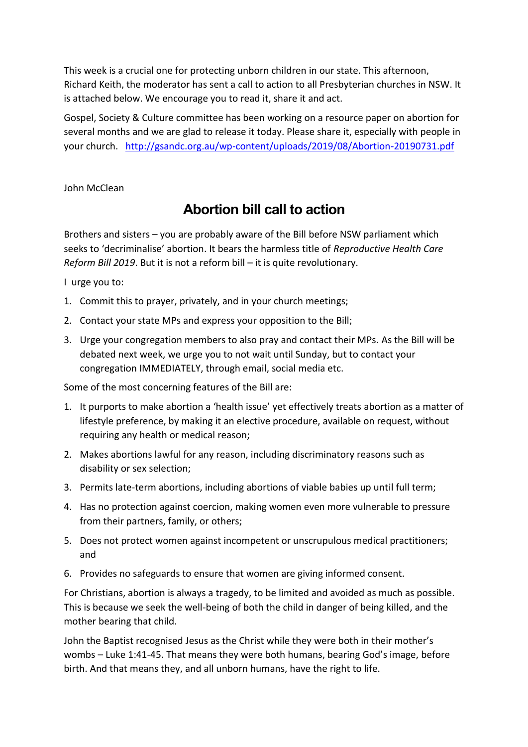This week is a crucial one for protecting unborn children in our state. This afternoon, Richard Keith, the moderator has sent a call to action to all Presbyterian churches in NSW. It is attached below. We encourage you to read it, share it and act.

Gospel, Society & Culture committee has been working on a resource paper on abortion for several months and we are glad to release it today. Please share it, especially with people in your church. [http://gsandc.org.au/wp-content/uploads/2019/08/Abortion-20190731.pdf](http://gsandc.org.au/wp-content/uploads/2019/08/Abortion-20190731.pdf)

John McClean

# Abortion bill call to action

Brothers and sisters – you are probably aware of the Bill before NSW parliament which seeks to 'decriminalise' abortion. It bears the harmless title of *Reproductive Health Care Reform Bill 2019*. But it is not a reform bill – it is quite revolutionary.

I urge you to:

1. Commit this to prayer, privately, and in your church meetings;
2. Contact your state MPs and express your opposition to the Bill;
3. Urge your congregation members to also pray and contact their MPs. As the Bill will be debated next week, we urge you to not wait until Sunday, but to contact your congregation IMMEDIATELY, through email, social media etc.

Some of the most concerning features of the Bill are:

1. It purports to make abortion a 'health issue' yet effectively treats abortion as a matter of lifestyle preference, by making it an elective procedure, available on request, without requiring any health or medical reason;
2. Makes abortions lawful for any reason, including discriminatory reasons such as disability or sex selection;
3. Permits late-term abortions, including abortions of viable babies up until full term;
4. Has no protection against coercion, making women even more vulnerable to pressure from their partners, family, or others;
5. Does not protect women against incompetent or unscrupulous medical practitioners; and
6. Provides no safeguards to ensure that women are giving informed consent.

For Christians, abortion is always a tragedy, to be limited and avoided as much as possible. This is because we seek the well-being of both the child in danger of being killed, and the mother bearing that child.

John the Baptist recognised Jesus as the Christ while they were both in their mother's wombs – Luke 1:41-45. That means they were both humans, bearing God's image, before birth. And that means they, and all unborn humans, have the right to life.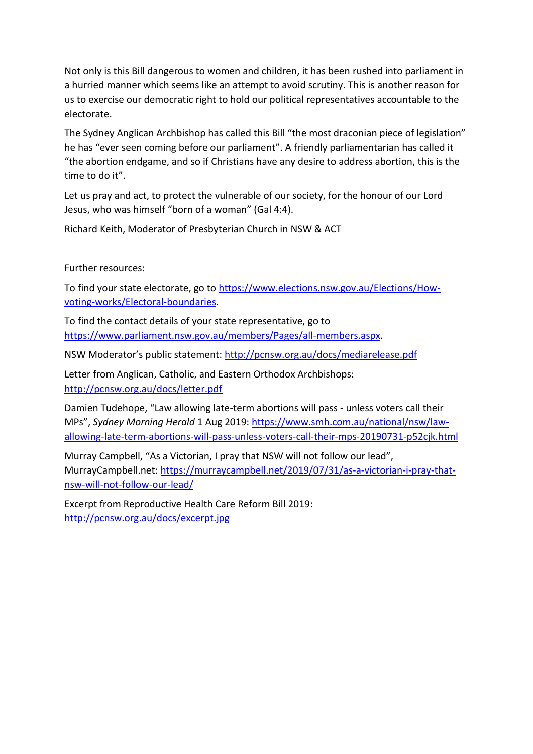Not only is this Bill dangerous to women and children, it has been rushed into parliament in a hurried manner which seems like an attempt to avoid scrutiny. This is another reason for us to exercise our democratic right to hold our political representatives accountable to the electorate.

The Sydney Anglican Archbishop has called this Bill "the most draconian piece of legislation" he has "ever seen coming before our parliament". A friendly parliamentarian has called it "the abortion endgame, and so if Christians have any desire to address abortion, this is the time to do it".

Let us pray and act, to protect the vulnerable of our society, for the honour of our Lord Jesus, who was himself "born of a woman" (Gal 4:4).

Richard Keith, Moderator of Presbyterian Church in NSW & ACT

Further resources:

To find your state electorate, go to [https://www.elections.nsw.gov.au/Elections/How-voting-works/Electoral-boundaries](https://www.elections.nsw.gov.au/Elections/How-voting-works/Electoral-boundaries).

To find the contact details of your state representative, go to [https://www.parliament.nsw.gov.au/members/Pages/all-members.aspx](https://www.parliament.nsw.gov.au/members/Pages/all-members.aspx).

NSW Moderator's public statement: [http://pcnsw.org.au/docs/mediarelease.pdf](http://pcnsw.org.au/docs/mediarelease.pdf)

Letter from Anglican, Catholic, and Eastern Orthodox Archbishops: [http://pcnsw.org.au/docs/letter.pdf](http://pcnsw.org.au/docs/letter.pdf)

Damien Tudehope, "Law allowing late-term abortions will pass - unless voters call their MPs", *Sydney Morning Herald* 1 Aug 2019: [https://www.smh.com.au/national/nsw/law-allowing-late-term-abortions-will-pass-unless-voters-call-their-mps-20190731-p52cjk.html](https://www.smh.com.au/national/nsw/law-allowing-late-term-abortions-will-pass-unless-voters-call-their-mps-20190731-p52cjk.html)

Murray Campbell, "As a Victorian, I pray that NSW will not follow our lead", MurrayCampbell.net: [https://murraycampbell.net/2019/07/31/as-a-victorian-i-pray-that-nsw-will-not-follow-our-lead/](https://murraycampbell.net/2019/07/31/as-a-victorian-i-pray-that-nsw-will-not-follow-our-lead/)

Excerpt from Reproductive Health Care Reform Bill 2019: [http://pcnsw.org.au/docs/excerpt.jpg](http://pcnsw.org.au/docs/excerpt.jpg)